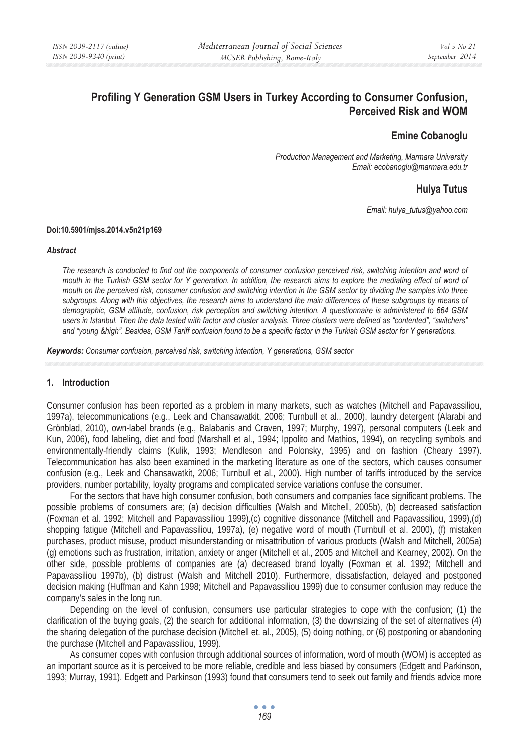# Profiling Y Generation GSM Users in Turkey According to Consumer Confusion, Perceived Risk and WOM

**Emine Cobanoglu**

*Production Management and Marketing, Marmara University*
*Email: ecobanoglu@marmara.edu.tr*

**Hulya Tutus**

*Email: hulya_tutus@yahoo.com*

**Doi:10.5901/mjss.2014.v5n21p169**

***Abstract***

*The research is conducted to find out the components of consumer confusion perceived risk, switching intention and word of mouth in the Turkish GSM sector for Y generation. In addition, the research aims to explore the mediating effect of word of mouth on the perceived risk, consumer confusion and switching intention in the GSM sector by dividing the samples into three subgroups. Along with this objectives, the research aims to understand the main differences of these subgroups by means of demographic, GSM attitude, confusion, risk perception and switching intention. A questionnaire is administered to 664 GSM users in Istanbul. Then the data tested with factor and cluster analysis. Three clusters were defined as "contented", "switchers" and "young &high". Besides, GSM Tariff confusion found to be a specific factor in the Turkish GSM sector for Y generations.*

***Keywords:*** *Consumer confusion, perceived risk, switching intention, Y generations, GSM sector*

## 1. Introduction

Consumer confusion has been reported as a problem in many markets, such as watches (Mitchell and Papavassiliou, 1997a), telecommunications (e.g., Leek and Chansawatkit, 2006; Turnbull et al., 2000), laundry detergent (Alarabi and Grönblad, 2010), own-label brands (e.g., Balabanis and Craven, 1997; Murphy, 1997), personal computers (Leek and Kun, 2006), food labeling, diet and food (Marshall et al., 1994; Ippolito and Mathios, 1994), on recycling symbols and environmentally-friendly claims (Kulik, 1993; Mendleson and Polonsky, 1995) and on fashion (Cheary 1997). Telecommunication has also been examined in the marketing literature as one of the sectors, which causes consumer confusion (e.g., Leek and Chansawatkit, 2006; Turnbull et al., 2000). High number of tariffs introduced by the service providers, number portability, loyalty programs and complicated service variations confuse the consumer.

For the sectors that have high consumer confusion, both consumers and companies face significant problems. The possible problems of consumers are; (a) decision difficulties (Walsh and Mitchell, 2005b), (b) decreased satisfaction (Foxman et al. 1992; Mitchell and Papavassiliou 1999),(c) cognitive dissonance (Mitchell and Papavassiliou, 1999),(d) shopping fatigue (Mitchell and Papavassiliou, 1997a), (e) negative word of mouth (Turnbull et al. 2000), (f) mistaken purchases, product misuse, product misunderstanding or misattribution of various products (Walsh and Mitchell, 2005a) (g) emotions such as frustration, irritation, anxiety or anger (Mitchell et al., 2005 and Mitchell and Kearney, 2002). On the other side, possible problems of companies are (a) decreased brand loyalty (Foxman et al. 1992; Mitchell and Papavassiliou 1997b), (b) distrust (Walsh and Mitchell 2010). Furthermore, dissatisfaction, delayed and postponed decision making (Huffman and Kahn 1998; Mitchell and Papavassiliou 1999) due to consumer confusion may reduce the company's sales in the long run.

Depending on the level of confusion, consumers use particular strategies to cope with the confusion; (1) the clarification of the buying goals, (2) the search for additional information, (3) the downsizing of the set of alternatives (4) the sharing delegation of the purchase decision (Mitchell et. al., 2005), (5) doing nothing, or (6) postponing or abandoning the purchase (Mitchell and Papavassiliou, 1999).

As consumer copes with confusion through additional sources of information, word of mouth (WOM) is accepted as an important source as it is perceived to be more reliable, credible and less biased by consumers (Edgett and Parkinson, 1993; Murray, 1991). Edgett and Parkinson (1993) found that consumers tend to seek out family and friends advice more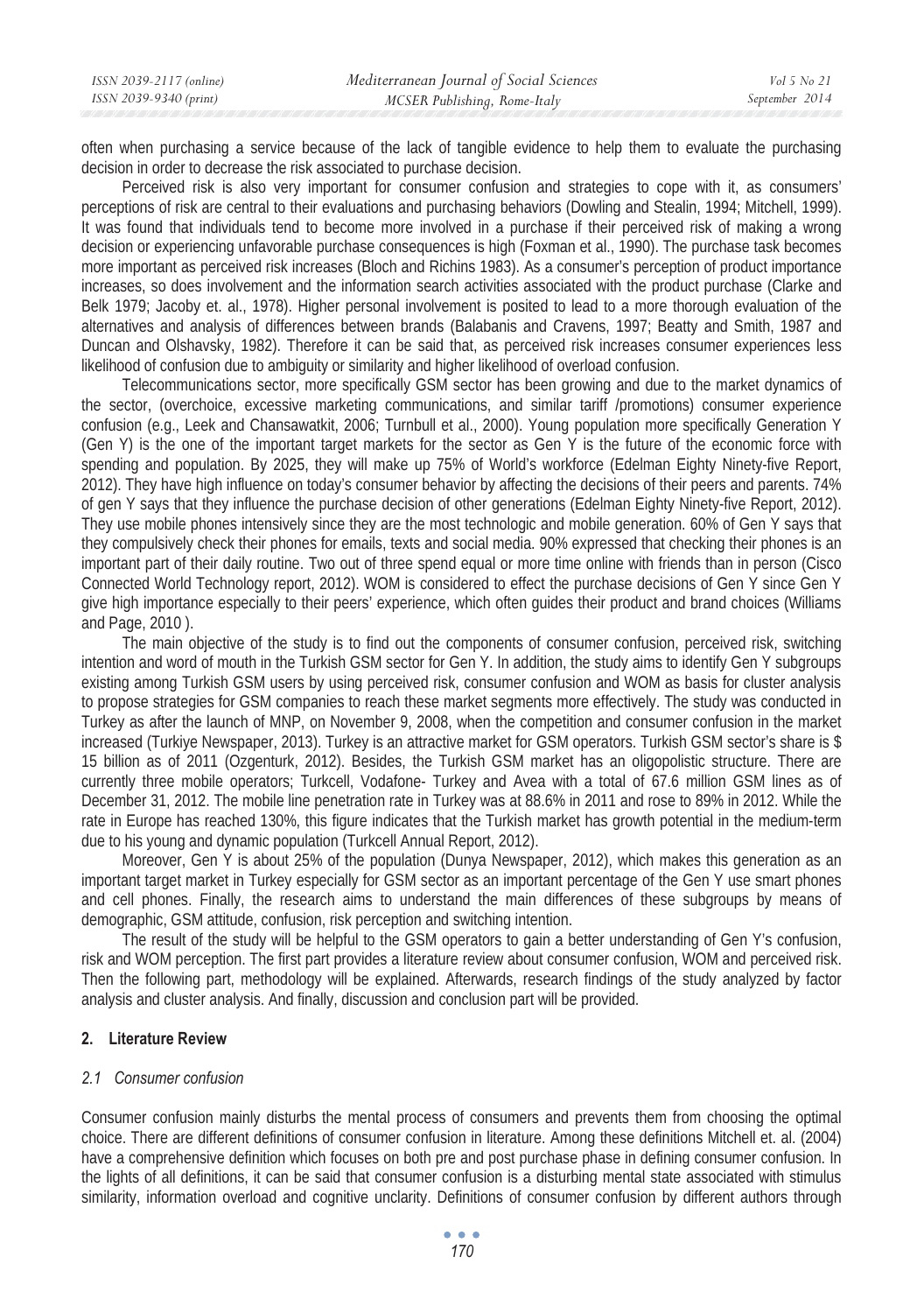often when purchasing a service because of the lack of tangible evidence to help them to evaluate the purchasing decision in order to decrease the risk associated to purchase decision.

Perceived risk is also very important for consumer confusion and strategies to cope with it, as consumers' perceptions of risk are central to their evaluations and purchasing behaviors (Dowling and Stealin, 1994; Mitchell, 1999). It was found that individuals tend to become more involved in a purchase if their perceived risk of making a wrong decision or experiencing unfavorable purchase consequences is high (Foxman et al., 1990). The purchase task becomes more important as perceived risk increases (Bloch and Richins 1983). As a consumer's perception of product importance increases, so does involvement and the information search activities associated with the product purchase (Clarke and Belk 1979; Jacoby et. al., 1978). Higher personal involvement is posited to lead to a more thorough evaluation of the alternatives and analysis of differences between brands (Balabanis and Cravens, 1997; Beatty and Smith, 1987 and Duncan and Olshavsky, 1982). Therefore it can be said that, as perceived risk increases consumer experiences less likelihood of confusion due to ambiguity or similarity and higher likelihood of overload confusion.

Telecommunications sector, more specifically GSM sector has been growing and due to the market dynamics of the sector, (overchoice, excessive marketing communications, and similar tariff /promotions) consumer experience confusion (e.g., Leek and Chansawatkit, 2006; Turnbull et al., 2000). Young population more specifically Generation Y (Gen Y) is the one of the important target markets for the sector as Gen Y is the future of the economic force with spending and population. By 2025, they will make up 75% of World's workforce (Edelman Eighty Ninety-five Report, 2012). They have high influence on today's consumer behavior by affecting the decisions of their peers and parents. 74% of gen Y says that they influence the purchase decision of other generations (Edelman Eighty Ninety-five Report, 2012). They use mobile phones intensively since they are the most technologic and mobile generation. 60% of Gen Y says that they compulsively check their phones for emails, texts and social media. 90% expressed that checking their phones is an important part of their daily routine. Two out of three spend equal or more time online with friends than in person (Cisco Connected World Technology report, 2012). WOM is considered to effect the purchase decisions of Gen Y since Gen Y give high importance especially to their peers' experience, which often guides their product and brand choices (Williams and Page, 2010 ).

The main objective of the study is to find out the components of consumer confusion, perceived risk, switching intention and word of mouth in the Turkish GSM sector for Gen Y. In addition, the study aims to identify Gen Y subgroups existing among Turkish GSM users by using perceived risk, consumer confusion and WOM as basis for cluster analysis to propose strategies for GSM companies to reach these market segments more effectively. The study was conducted in Turkey as after the launch of MNP, on November 9, 2008, when the competition and consumer confusion in the market increased (Turkiye Newspaper, 2013). Turkey is an attractive market for GSM operators. Turkish GSM sector's share is $ 15 billion as of 2011 (Ozgenturk, 2012). Besides, the Turkish GSM market has an oligopolistic structure. There are currently three mobile operators; Turkcell, Vodafone- Turkey and Avea with a total of 67.6 million GSM lines as of December 31, 2012. The mobile line penetration rate in Turkey was at 88.6% in 2011 and rose to 89% in 2012. While the rate in Europe has reached 130%, this figure indicates that the Turkish market has growth potential in the medium-term due to his young and dynamic population (Turkcell Annual Report, 2012).

Moreover, Gen Y is about 25% of the population (Dunya Newspaper, 2012), which makes this generation as an important target market in Turkey especially for GSM sector as an important percentage of the Gen Y use smart phones and cell phones. Finally, the research aims to understand the main differences of these subgroups by means of demographic, GSM attitude, confusion, risk perception and switching intention.

The result of the study will be helpful to the GSM operators to gain a better understanding of Gen Y's confusion, risk and WOM perception. The first part provides a literature review about consumer confusion, WOM and perceived risk. Then the following part, methodology will be explained. Afterwards, research findings of the study analyzed by factor analysis and cluster analysis. And finally, discussion and conclusion part will be provided.

## 2. Literature Review

### *2.1 Consumer confusion*

Consumer confusion mainly disturbs the mental process of consumers and prevents them from choosing the optimal choice. There are different definitions of consumer confusion in literature. Among these definitions Mitchell et. al. (2004) have a comprehensive definition which focuses on both pre and post purchase phase in defining consumer confusion. In the lights of all definitions, it can be said that consumer confusion is a disturbing mental state associated with stimulus similarity, information overload and cognitive unclarity. Definitions of consumer confusion by different authors through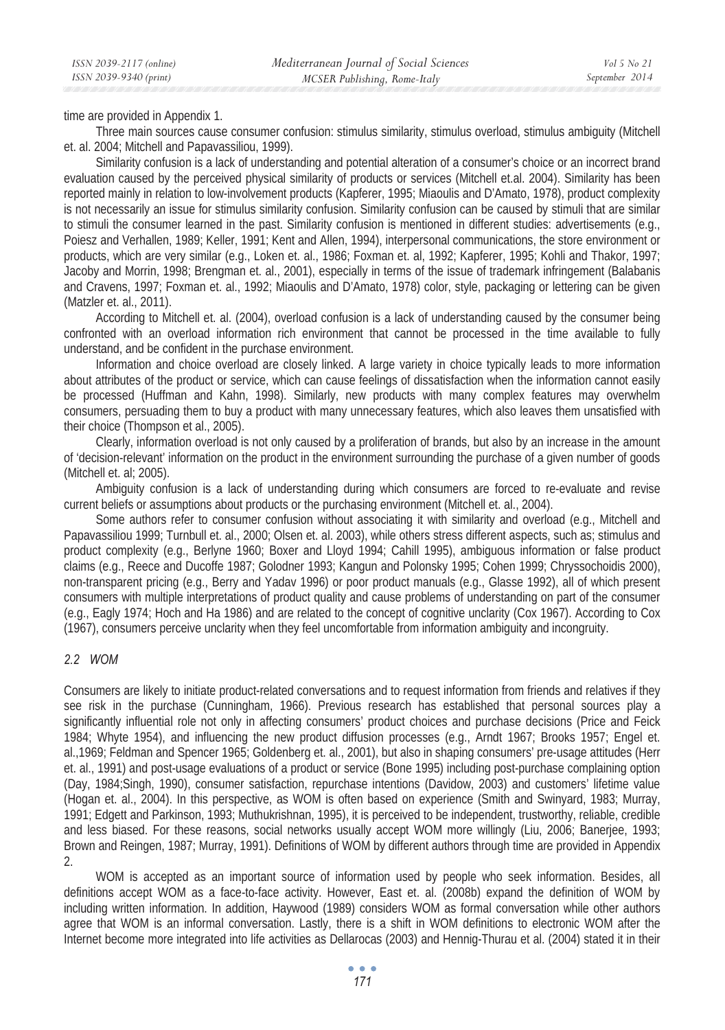time are provided in Appendix 1.

Three main sources cause consumer confusion: stimulus similarity, stimulus overload, stimulus ambiguity (Mitchell et. al. 2004; Mitchell and Papavassiliou, 1999).

Similarity confusion is a lack of understanding and potential alteration of a consumer's choice or an incorrect brand evaluation caused by the perceived physical similarity of products or services (Mitchell et.al. 2004). Similarity has been reported mainly in relation to low-involvement products (Kapferer, 1995; Miaoulis and D'Amato, 1978), product complexity is not necessarily an issue for stimulus similarity confusion. Similarity confusion can be caused by stimuli that are similar to stimuli the consumer learned in the past. Similarity confusion is mentioned in different studies: advertisements (e.g., Poiesz and Verhallen, 1989; Keller, 1991; Kent and Allen, 1994), interpersonal communications, the store environment or products, which are very similar (e.g., Loken et. al., 1986; Foxman et. al, 1992; Kapferer, 1995; Kohli and Thakor, 1997; Jacoby and Morrin, 1998; Brengman et. al., 2001), especially in terms of the issue of trademark infringement (Balabanis and Cravens, 1997; Foxman et. al., 1992; Miaoulis and D'Amato, 1978) color, style, packaging or lettering can be given (Matzler et. al., 2011).

According to Mitchell et. al. (2004), overload confusion is a lack of understanding caused by the consumer being confronted with an overload information rich environment that cannot be processed in the time available to fully understand, and be confident in the purchase environment.

Information and choice overload are closely linked. A large variety in choice typically leads to more information about attributes of the product or service, which can cause feelings of dissatisfaction when the information cannot easily be processed (Huffman and Kahn, 1998). Similarly, new products with many complex features may overwhelm consumers, persuading them to buy a product with many unnecessary features, which also leaves them unsatisfied with their choice (Thompson et al., 2005).

Clearly, information overload is not only caused by a proliferation of brands, but also by an increase in the amount of 'decision-relevant' information on the product in the environment surrounding the purchase of a given number of goods (Mitchell et. al; 2005).

Ambiguity confusion is a lack of understanding during which consumers are forced to re-evaluate and revise current beliefs or assumptions about products or the purchasing environment (Mitchell et. al., 2004).

Some authors refer to consumer confusion without associating it with similarity and overload (e.g., Mitchell and Papavassiliou 1999; Turnbull et. al., 2000; Olsen et. al. 2003), while others stress different aspects, such as; stimulus and product complexity (e.g., Berlyne 1960; Boxer and Lloyd 1994; Cahill 1995), ambiguous information or false product claims (e.g., Reece and Ducoffe 1987; Golodner 1993; Kangun and Polonsky 1995; Cohen 1999; Chryssochoidis 2000), non-transparent pricing (e.g., Berry and Yadav 1996) or poor product manuals (e.g., Glasse 1992), all of which present consumers with multiple interpretations of product quality and cause problems of understanding on part of the consumer (e.g., Eagly 1974; Hoch and Ha 1986) and are related to the concept of cognitive unclarity (Cox 1967). According to Cox (1967), consumers perceive unclarity when they feel uncomfortable from information ambiguity and incongruity.

### *2.2 WOM*

Consumers are likely to initiate product-related conversations and to request information from friends and relatives if they see risk in the purchase (Cunningham, 1966). Previous research has established that personal sources play a significantly influential role not only in affecting consumers' product choices and purchase decisions (Price and Feick 1984; Whyte 1954), and influencing the new product diffusion processes (e.g., Arndt 1967; Brooks 1957; Engel et. al.,1969; Feldman and Spencer 1965; Goldenberg et. al., 2001), but also in shaping consumers' pre-usage attitudes (Herr et. al., 1991) and post-usage evaluations of a product or service (Bone 1995) including post-purchase complaining option (Day, 1984;Singh, 1990), consumer satisfaction, repurchase intentions (Davidow, 2003) and customers' lifetime value (Hogan et. al., 2004). In this perspective, as WOM is often based on experience (Smith and Swinyard, 1983; Murray, 1991; Edgett and Parkinson, 1993; Muthukrishnan, 1995), it is perceived to be independent, trustworthy, reliable, credible and less biased. For these reasons, social networks usually accept WOM more willingly (Liu, 2006; Banerjee, 1993; Brown and Reingen, 1987; Murray, 1991). Definitions of WOM by different authors through time are provided in Appendix 2.

WOM is accepted as an important source of information used by people who seek information. Besides, all definitions accept WOM as a face-to-face activity. However, East et. al. (2008b) expand the definition of WOM by including written information. In addition, Haywood (1989) considers WOM as formal conversation while other authors agree that WOM is an informal conversation. Lastly, there is a shift in WOM definitions to electronic WOM after the Internet become more integrated into life activities as Dellarocas (2003) and Hennig-Thurau et al. (2004) stated it in their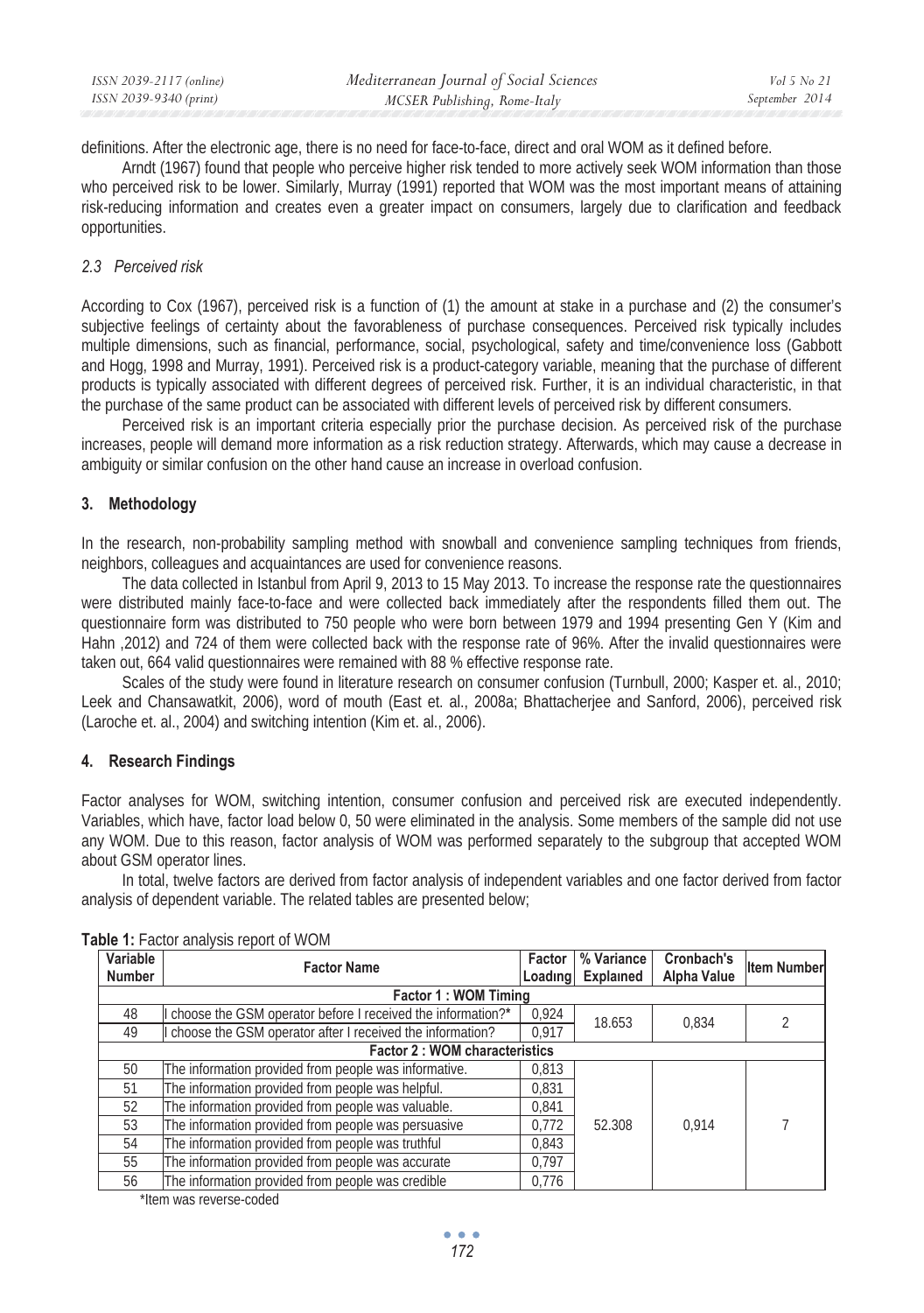definitions. After the electronic age, there is no need for face-to-face, direct and oral WOM as it defined before.

Arndt (1967) found that people who perceive higher risk tended to more actively seek WOM information than those who perceived risk to be lower. Similarly, Murray (1991) reported that WOM was the most important means of attaining risk-reducing information and creates even a greater impact on consumers, largely due to clarification and feedback opportunities.

### *2.3 Perceived risk*

According to Cox (1967), perceived risk is a function of (1) the amount at stake in a purchase and (2) the consumer's subjective feelings of certainty about the favorableness of purchase consequences. Perceived risk typically includes multiple dimensions, such as financial, performance, social, psychological, safety and time/convenience loss (Gabbott and Hogg, 1998 and Murray, 1991). Perceived risk is a product-category variable, meaning that the purchase of different products is typically associated with different degrees of perceived risk. Further, it is an individual characteristic, in that the purchase of the same product can be associated with different levels of perceived risk by different consumers.

Perceived risk is an important criteria especially prior the purchase decision. As perceived risk of the purchase increases, people will demand more information as a risk reduction strategy. Afterwards, which may cause a decrease in ambiguity or similar confusion on the other hand cause an increase in overload confusion.

## 3. Methodology

In the research, non-probability sampling method with snowball and convenience sampling techniques from friends, neighbors, colleagues and acquaintances are used for convenience reasons.

The data collected in Istanbul from April 9, 2013 to 15 May 2013. To increase the response rate the questionnaires were distributed mainly face-to-face and were collected back immediately after the respondents filled them out. The questionnaire form was distributed to 750 people who were born between 1979 and 1994 presenting Gen Y (Kim and Hahn ,2012) and 724 of them were collected back with the response rate of 96%. After the invalid questionnaires were taken out, 664 valid questionnaires were remained with 88 % effective response rate.

Scales of the study were found in literature research on consumer confusion (Turnbull, 2000; Kasper et. al., 2010; Leek and Chansawatkit, 2006), word of mouth (East et. al., 2008a; Bhattacherjee and Sanford, 2006), perceived risk (Laroche et. al., 2004) and switching intention (Kim et. al., 2006).

## 4. Research Findings

Factor analyses for WOM, switching intention, consumer confusion and perceived risk are executed independently. Variables, which have, factor load below 0, 50 were eliminated in the analysis. Some members of the sample did not use any WOM. Due to this reason, factor analysis of WOM was performed separately to the subgroup that accepted WOM about GSM operator lines.

In total, twelve factors are derived from factor analysis of independent variables and one factor derived from factor analysis of dependent variable. The related tables are presented below;

**Table 1:** Factor analysis report of WOM

| Variable Number | Factor Name | Factor Loading | % Variance Explained | Cronbach's Alpha Value | Item Number |
|---|---|---|---|---|---|
| **Factor 1 : WOM Timing** | | | | | |
| 48 | I choose the GSM operator before I received the information?* | 0,924 | 18.653 | 0,834 | 2 |
| 49 | I choose the GSM operator after I received the information? | 0,917 | | | |
| **Factor 2 : WOM characteristics** | | | | | |
| 50 | The information provided from people was informative. | 0,813 | 52.308 | 0,914 | 7 |
| 51 | The information provided from people was helpful. | 0,831 | | | |
| 52 | The information provided from people was valuable. | 0,841 | | | |
| 53 | The information provided from people was persuasive | 0,772 | | | |
| 54 | The information provided from people was truthful | 0,843 | | | |
| 55 | The information provided from people was accurate | 0,797 | | | |
| 56 | The information provided from people was credible | 0,776 | | | |

*Item was reverse-coded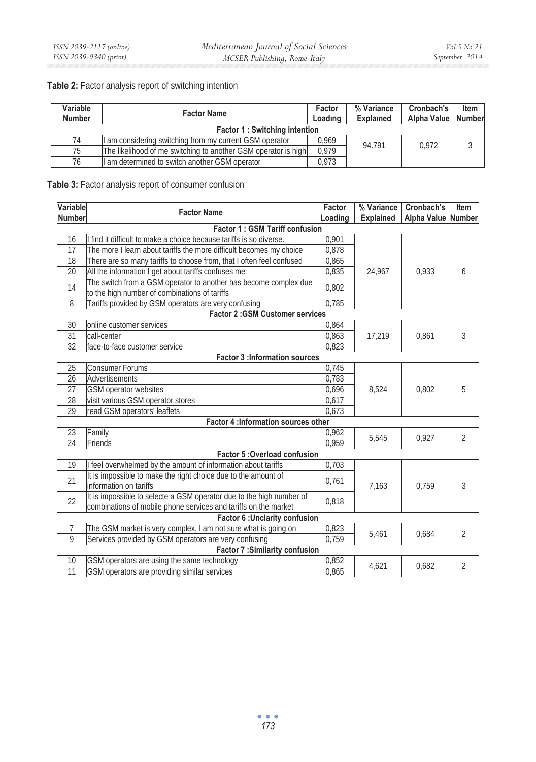**Table 2:** Factor analysis report of switching intention

| Variable Number | Factor Name | Factor Loading | % Variance Explained | Cronbach's Alpha Value | Item Number |
|---|---|---|---|---|---|
| **Factor 1 : Switching intention** | | | | | |
| 74 | I am considering switching from my current GSM operator | 0,969 | 94.791 | 0,972 | 3 |
| 75 | The likelihood of me switching to another GSM operator is high | 0,979 | | | |
| 76 | I am determined to switch another GSM operator | 0,973 | | | |

**Table 3:** Factor analysis report of consumer confusion

| Variable Number | Factor Name | Factor Loading | % Variance Explained | Cronbach's Alpha Value | Item Number |
|---|---|---|---|---|---|
| **Factor 1 : GSM Tariff confusion** | | | | | |
| 16 | I find it difficult to make a choice because tariffs is so diverse. | 0,901 | 24,967 | 0,933 | 6 |
| 17 | The more I learn about tariffs the more difficult becomes my choice | 0,878 | | | |
| 18 | There are so many tariffs to choose from, that I often feel confused | 0,865 | | | |
| 20 | All the information I get about tariffs confuses me | 0,835 | | | |
| 14 | The switch from a GSM operator to another has become complex due to the high number of combinations of tariffs | 0,802 | | | |
| 8 | Tariffs provided by GSM operators are very confusing | 0,785 | | | |
| **Factor 2 :GSM Customer services** | | | | | |
| 30 | online customer services | 0,864 | 17,219 | 0,861 | 3 |
| 31 | call-center | 0,863 | | | |
| 32 | face-to-face customer service | 0,823 | | | |
| **Factor 3 :Information sources** | | | | | |
| 25 | Consumer Forums | 0,745 | 8,524 | 0,802 | 5 |
| 26 | Advertisements | 0,783 | | | |
| 27 | GSM operator websites | 0,696 | | | |
| 28 | visit various GSM operator stores | 0,617 | | | |
| 29 | read GSM operators' leaflets | 0,673 | | | |
| **Factor 4 :Information sources other** | | | | | |
| 23 | Family | 0,962 | 5,545 | 0,927 | 2 |
| 24 | Friends | 0,959 | | | |
| **Factor 5 :Overload confusion** | | | | | |
| 19 | I feel overwhelmed by the amount of information about tariffs | 0,703 | 7,163 | 0,759 | 3 |
| 21 | It is impossible to make the right choice due to the amount of information on tariffs | 0,761 | | | |
| 22 | It is impossible to selecte a GSM operator due to the high number of combinations of mobile phone services and tariffs on the market | 0,818 | | | |
| **Factor 6 :Unclarity confusion** | | | | | |
| 7 | The GSM market is very complex, I am not sure what is going on | 0,823 | 5,461 | 0,684 | 2 |
| 9 | Services provided by GSM operators are very confusing | 0,759 | | | |
| **Factor 7 :Similarity confusion** | | | | | |
| 10 | GSM operators are using the same technology | 0,852 | 4,621 | 0,682 | 2 |
| 11 | GSM operators are providing similar services | 0,865 | | | |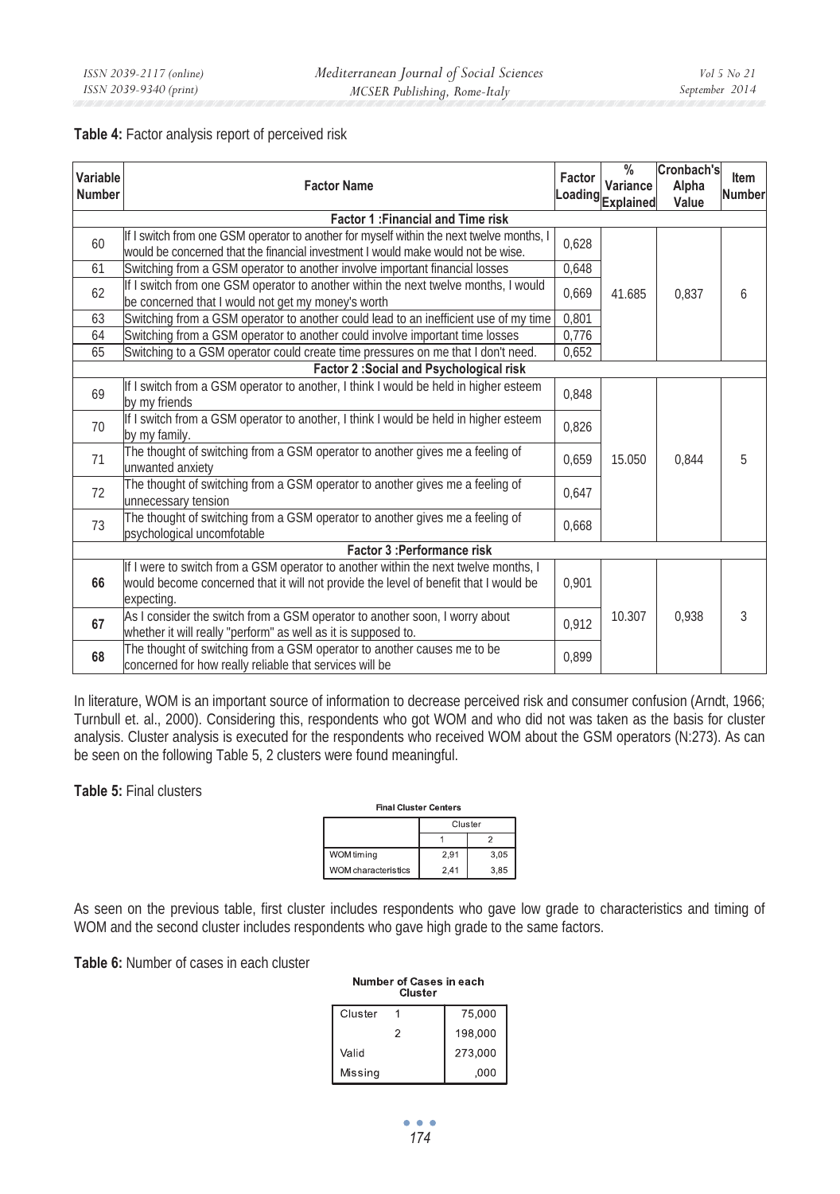**Table 4:** Factor analysis report of perceived risk

| Variable Number | Factor Name | Factor Loading | % Variance Explained | Cronbach's Alpha Value | Item Number |
|---|---|---|---|---|---|
| | **Factor 1 :Financial and Time risk** | | | | |
| 60 | If I switch from one GSM operator to another for myself within the next twelve months, I would be concerned that the financial investment I would make would not be wise. | 0,628 | 41.685 | 0,837 | 6 |
| 61 | Switching from a GSM operator to another involve important financial losses | 0,648 | | | |
| 62 | If I switch from one GSM operator to another within the next twelve months, I would be concerned that I would not get my money's worth | 0,669 | | | |
| 63 | Switching from a GSM operator to another could lead to an inefficient use of my time | 0,801 | | | |
| 64 | Switching from a GSM operator to another could involve important time losses | 0,776 | | | |
| 65 | Switching to a GSM operator could create time pressures on me that I don't need. | 0,652 | | | |
| | **Factor 2 :Social and Psychological risk** | | | | |
| 69 | If I switch from a GSM operator to another, I think I would be held in higher esteem by my friends | 0,848 | 15.050 | 0,844 | 5 |
| 70 | If I switch from a GSM operator to another, I think I would be held in higher esteem by my family. | 0,826 | | | |
| 71 | The thought of switching from a GSM operator to another gives me a feeling of unwanted anxiety | 0,659 | | | |
| 72 | The thought of switching from a GSM operator to another gives me a feeling of unnecessary tension | 0,647 | | | |
| 73 | The thought of switching from a GSM operator to another gives me a feeling of psychological uncomfotable | 0,668 | | | |
| | **Factor 3 :Performance risk** | | | | |
| **66** | If I were to switch from a GSM operator to another within the next twelve months, I would become concerned that it will not provide the level of benefit that I would be expecting. | 0,901 | 10.307 | 0,938 | 3 |
| **67** | As I consider the switch from a GSM operator to another soon, I worry about whether it will really "perform" as well as it is supposed to. | 0,912 | | | |
| **68** | The thought of switching from a GSM operator to another causes me to be concerned for how really reliable that services will be | 0,899 | | | |

In literature, WOM is an important source of information to decrease perceived risk and consumer confusion (Arndt, 1966; Turnbull et. al., 2000). Considering this, respondents who got WOM and who did not was taken as the basis for cluster analysis. Cluster analysis is executed for the respondents who received WOM about the GSM operators (N:273). As can be seen on the following Table 5, 2 clusters were found meaningful.

**Table 5:** Final clusters

**Final Cluster Centers**

| | Cluster | |
|---|---|---|
| | 1 | 2 |
| WOM timing | 2,91 | 3,05 |
| WOM characteristics | 2,41 | 3,85 |

As seen on the previous table, first cluster includes respondents who gave low grade to characteristics and timing of WOM and the second cluster includes respondents who gave high grade to the same factors.

**Table 6:** Number of cases in each cluster

**Number of Cases in each Cluster**

| | | |
|---|---|---|
| Cluster | 1 | 75,000 |
| | 2 | 198,000 |
| Valid | | 273,000 |
| Missing | | ,000 |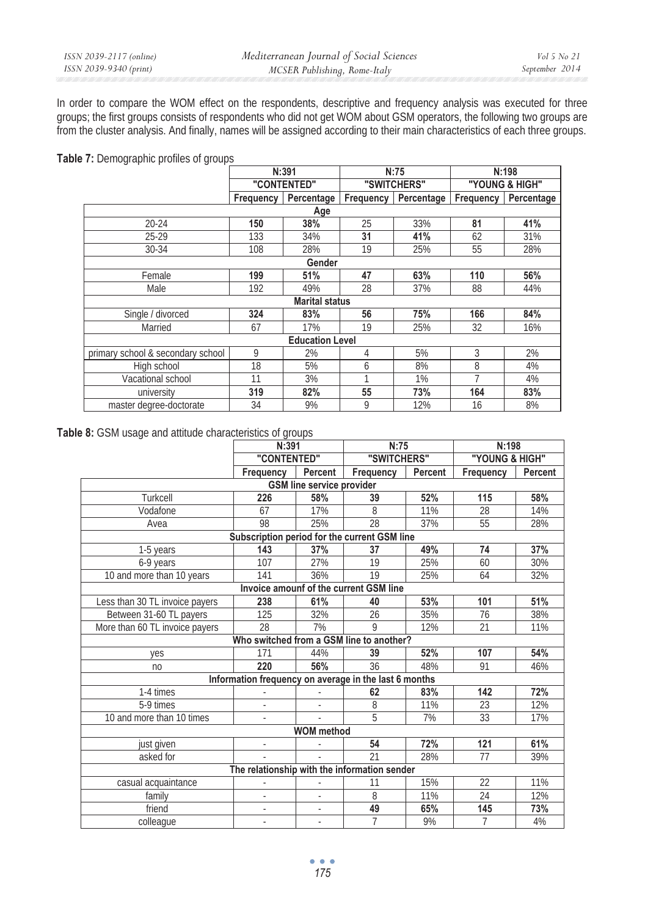In order to compare the WOM effect on the respondents, descriptive and frequency analysis was executed for three groups; the first groups consists of respondents who did not get WOM about GSM operators, the following two groups are from the cluster analysis. And finally, names will be assigned according to their main characteristics of each three groups.

**Table 7:** Demographic profiles of groups

| | N:391 | | N:75 | | N:198 | |
|---|---|---|---|---|---|---|
| | "CONTENTED" | | "SWITCHERS" | | "YOUNG & HIGH" | |
| | Frequency | Percentage | Frequency | Percentage | Frequency | Percentage |
| **Age** | | | | | | |
| 20-24 | **150** | **38%** | 25 | 33% | **81** | **41%** |
| 25-29 | 133 | 34% | **31** | **41%** | 62 | 31% |
| 30-34 | 108 | 28% | 19 | 25% | 55 | 28% |
| **Gender** | | | | | | |
| Female | **199** | **51%** | **47** | **63%** | **110** | **56%** |
| Male | 192 | 49% | 28 | 37% | 88 | 44% |
| **Marital status** | | | | | | |
| Single / divorced | **324** | **83%** | **56** | **75%** | **166** | **84%** |
| Married | 67 | 17% | 19 | 25% | 32 | 16% |
| **Education Level** | | | | | | |
| primary school & secondary school | 9 | 2% | 4 | 5% | 3 | 2% |
| High school | 18 | 5% | 6 | 8% | 8 | 4% |
| Vacational school | 11 | 3% | 1 | 1% | 7 | 4% |
| university | **319** | **82%** | **55** | **73%** | **164** | **83%** |
| master degree-doctorate | 34 | 9% | 9 | 12% | 16 | 8% |

**Table 8:** GSM usage and attitude characteristics of groups

| | N:391 | | N:75 | | N:198 | |
|---|---|---|---|---|---|---|
| | "CONTENTED" | | "SWITCHERS" | | "YOUNG & HIGH" | |
| | Frequency | Percent | Frequency | Percent | Frequency | Percent |
| **GSM line service provider** | | | | | | |
| Turkcell | **226** | **58%** | **39** | **52%** | **115** | **58%** |
| Vodafone | 67 | 17% | 8 | 11% | 28 | 14% |
| Avea | 98 | 25% | 28 | 37% | 55 | 28% |
| **Subscription period for the current GSM line** | | | | | | |
| 1-5 years | **143** | **37%** | **37** | **49%** | **74** | **37%** |
| 6-9 years | 107 | 27% | 19 | 25% | 60 | 30% |
| 10 and more than 10 years | 141 | 36% | 19 | 25% | 64 | 32% |
| **Invoice amounf of the current GSM line** | | | | | | |
| Less than 30 TL invoice payers | **238** | **61%** | **40** | **53%** | **101** | **51%** |
| Between 31-60 TL payers | 125 | 32% | 26 | 35% | 76 | 38% |
| More than 60 TL invoice payers | 28 | 7% | 9 | 12% | 21 | 11% |
| **Who switched from a GSM line to another?** | | | | | | |
| yes | 171 | 44% | **39** | **52%** | **107** | **54%** |
| no | **220** | **56%** | 36 | 48% | 91 | 46% |
| **Information frequency on average in the last 6 months** | | | | | | |
| 1-4 times | - | - | **62** | **83%** | **142** | **72%** |
| 5-9 times | - | - | 8 | 11% | 23 | 12% |
| 10 and more than 10 times | - | - | 5 | 7% | 33 | 17% |
| **WOM method** | | | | | | |
| just given | - | - | **54** | **72%** | **121** | **61%** |
| asked for | - | - | 21 | 28% | 77 | 39% |
| **The relationship with the information sender** | | | | | | |
| casual acquaintance | - | - | 11 | 15% | 22 | 11% |
| family | - | - | 8 | 11% | 24 | 12% |
| friend | - | - | **49** | **65%** | **145** | **73%** |
| colleague | - | - | 7 | 9% | 7 | 4% |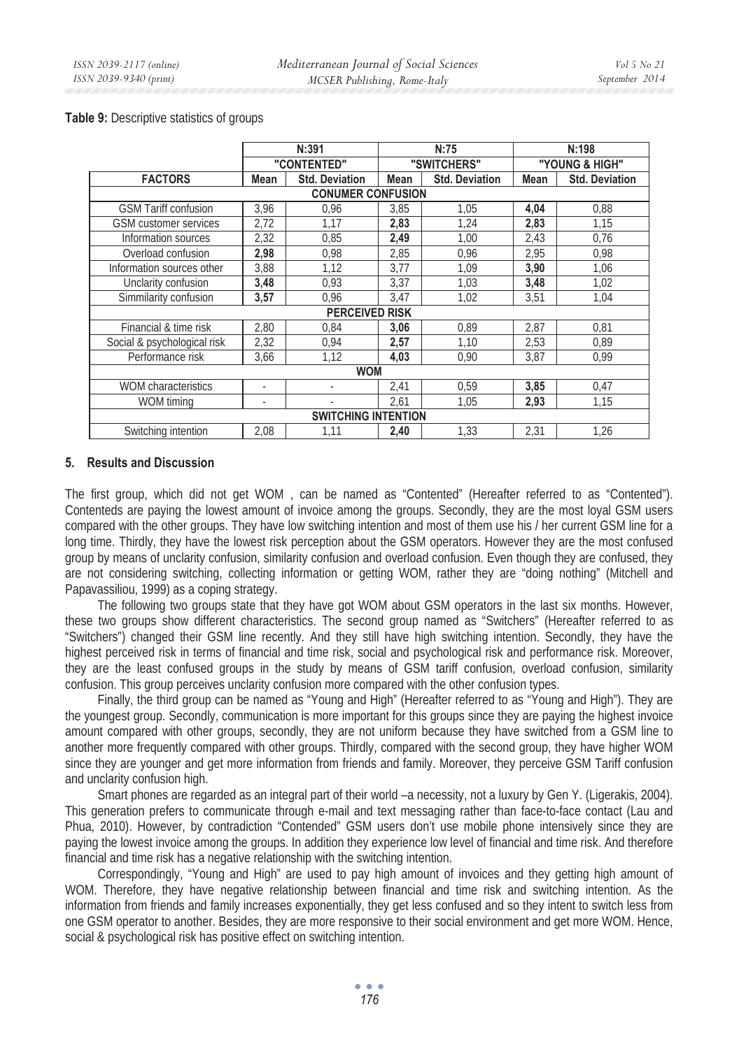**Table 9:** Descriptive statistics of groups

| | N:391 | | N:75 | | N:198 | |
|---|---|---|---|---|---|---|
| | "CONTENTED" | | "SWITCHERS" | | "YOUNG & HIGH" | |
| **FACTORS** | **Mean** | **Std. Deviation** | **Mean** | **Std. Deviation** | **Mean** | **Std. Deviation** |
| **CONUMER CONFUSION** | | | | | | |
| GSM Tariff confusion | 3,96 | 0,96 | 3,85 | 1,05 | **4,04** | 0,88 |
| GSM customer services | 2,72 | 1,17 | **2,83** | 1,24 | **2,83** | 1,15 |
| Information sources | 2,32 | 0,85 | **2,49** | 1,00 | 2,43 | 0,76 |
| Overload confusion | **2,98** | 0,98 | 2,85 | 0,96 | 2,95 | 0,98 |
| Information sources other | 3,88 | 1,12 | 3,77 | 1,09 | **3,90** | 1,06 |
| Unclarity confusion | **3,48** | 0,93 | 3,37 | 1,03 | **3,48** | 1,02 |
| Simmilarity confusion | **3,57** | 0,96 | 3,47 | 1,02 | 3,51 | 1,04 |
| **PERCEIVED RISK** | | | | | | |
| Financial & time risk | 2,80 | 0,84 | **3,06** | 0,89 | 2,87 | 0,81 |
| Social & psychological risk | 2,32 | 0,94 | **2,57** | 1,10 | 2,53 | 0,89 |
| Performance risk | 3,66 | 1,12 | **4,03** | 0,90 | 3,87 | 0,99 |
| **WOM** | | | | | | |
| WOM characteristics | - | - | 2,41 | 0,59 | **3,85** | 0,47 |
| WOM timing | - | - | 2,61 | 1,05 | **2,93** | 1,15 |
| **SWITCHING INTENTION** | | | | | | |
| Switching intention | 2,08 | 1,11 | **2,40** | 1,33 | 2,31 | 1,26 |

## 5. Results and Discussion

The first group, which did not get WOM , can be named as "Contented" (Hereafter referred to as "Contented"). Contenteds are paying the lowest amount of invoice among the groups. Secondly, they are the most loyal GSM users compared with the other groups. They have low switching intention and most of them use his / her current GSM line for a long time. Thirdly, they have the lowest risk perception about the GSM operators. However they are the most confused group by means of unclarity confusion, similarity confusion and overload confusion. Even though they are confused, they are not considering switching, collecting information or getting WOM, rather they are "doing nothing" (Mitchell and Papavassiliou, 1999) as a coping strategy.

The following two groups state that they have got WOM about GSM operators in the last six months. However, these two groups show different characteristics. The second group named as "Switchers" (Hereafter referred to as "Switchers") changed their GSM line recently. And they still have high switching intention. Secondly, they have the highest perceived risk in terms of financial and time risk, social and psychological risk and performance risk. Moreover, they are the least confused groups in the study by means of GSM tariff confusion, overload confusion, similarity confusion. This group perceives unclarity confusion more compared with the other confusion types.

Finally, the third group can be named as "Young and High" (Hereafter referred to as "Young and High"). They are the youngest group. Secondly, communication is more important for this groups since they are paying the highest invoice amount compared with other groups, secondly, they are not uniform because they have switched from a GSM line to another more frequently compared with other groups. Thirdly, compared with the second group, they have higher WOM since they are younger and get more information from friends and family. Moreover, they perceive GSM Tariff confusion and unclarity confusion high.

Smart phones are regarded as an integral part of their world –a necessity, not a luxury by Gen Y. (Ligerakis, 2004). This generation prefers to communicate through e-mail and text messaging rather than face-to-face contact (Lau and Phua, 2010). However, by contradiction "Contended" GSM users don't use mobile phone intensively since they are paying the lowest invoice among the groups. In addition they experience low level of financial and time risk. And therefore financial and time risk has a negative relationship with the switching intention.

Correspondingly, "Young and High" are used to pay high amount of invoices and they getting high amount of WOM. Therefore, they have negative relationship between financial and time risk and switching intention. As the information from friends and family increases exponentially, they get less confused and so they intent to switch less from one GSM operator to another. Besides, they are more responsive to their social environment and get more WOM. Hence, social & psychological risk has positive effect on switching intention.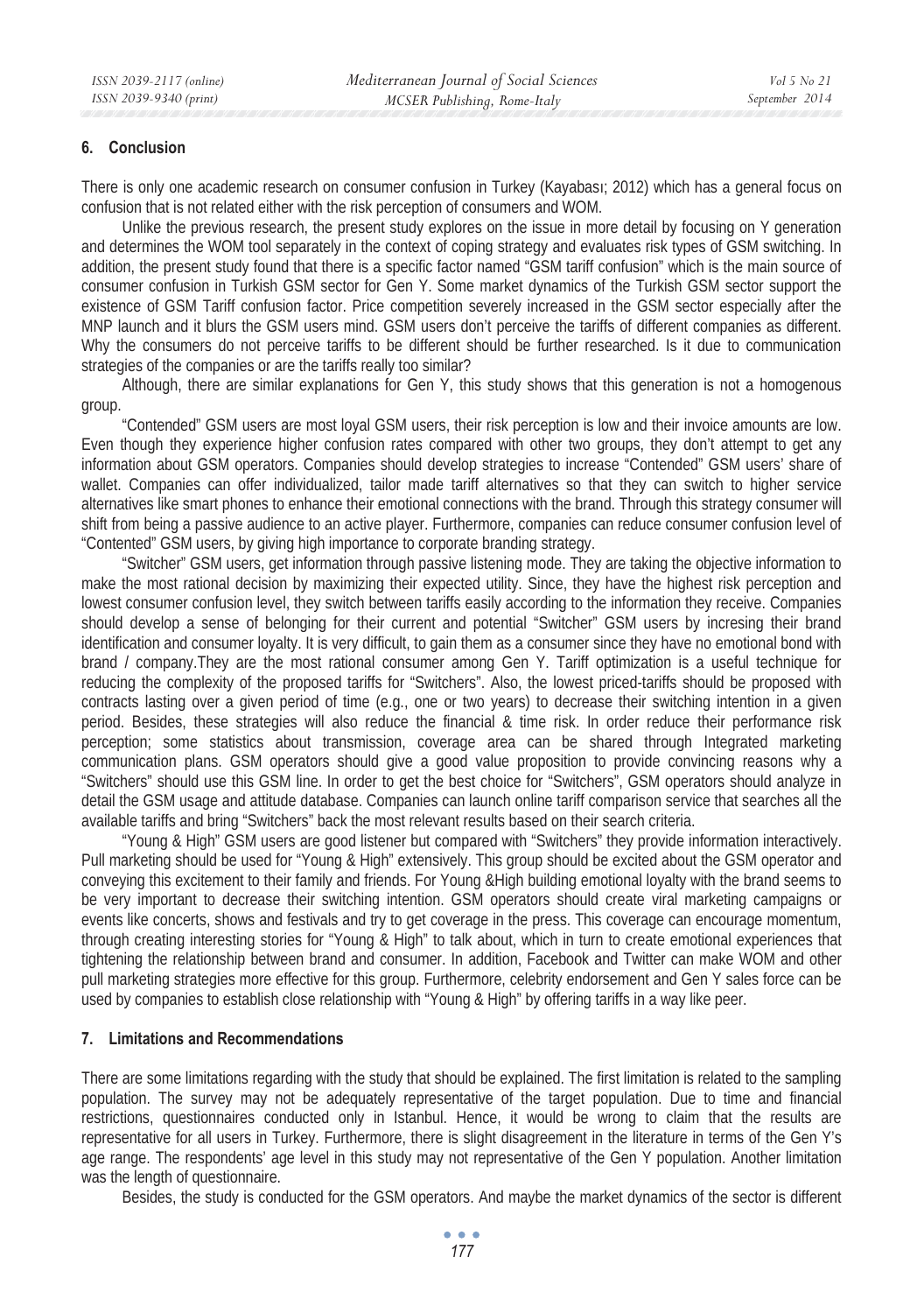## 6. Conclusion

There is only one academic research on consumer confusion in Turkey (Kayabası; 2012) which has a general focus on confusion that is not related either with the risk perception of consumers and WOM.

Unlike the previous research, the present study explores on the issue in more detail by focusing on Y generation and determines the WOM tool separately in the context of coping strategy and evaluates risk types of GSM switching. In addition, the present study found that there is a specific factor named "GSM tariff confusion" which is the main source of consumer confusion in Turkish GSM sector for Gen Y. Some market dynamics of the Turkish GSM sector support the existence of GSM Tariff confusion factor. Price competition severely increased in the GSM sector especially after the MNP launch and it blurs the GSM users mind. GSM users don't perceive the tariffs of different companies as different. Why the consumers do not perceive tariffs to be different should be further researched. Is it due to communication strategies of the companies or are the tariffs really too similar?

Although, there are similar explanations for Gen Y, this study shows that this generation is not a homogenous group.

"Contended" GSM users are most loyal GSM users, their risk perception is low and their invoice amounts are low. Even though they experience higher confusion rates compared with other two groups, they don't attempt to get any information about GSM operators. Companies should develop strategies to increase "Contended" GSM users' share of wallet. Companies can offer individualized, tailor made tariff alternatives so that they can switch to higher service alternatives like smart phones to enhance their emotional connections with the brand. Through this strategy consumer will shift from being a passive audience to an active player. Furthermore, companies can reduce consumer confusion level of "Contented" GSM users, by giving high importance to corporate branding strategy.

"Switcher" GSM users, get information through passive listening mode. They are taking the objective information to make the most rational decision by maximizing their expected utility. Since, they have the highest risk perception and lowest consumer confusion level, they switch between tariffs easily according to the information they receive. Companies should develop a sense of belonging for their current and potential "Switcher" GSM users by incresing their brand identification and consumer loyalty. It is very difficult, to gain them as a consumer since they have no emotional bond with brand / company.They are the most rational consumer among Gen Y. Tariff optimization is a useful technique for reducing the complexity of the proposed tariffs for "Switchers". Also, the lowest priced-tariffs should be proposed with contracts lasting over a given period of time (e.g., one or two years) to decrease their switching intention in a given period. Besides, these strategies will also reduce the financial & time risk. In order reduce their performance risk perception; some statistics about transmission, coverage area can be shared through Integrated marketing communication plans. GSM operators should give a good value proposition to provide convincing reasons why a "Switchers" should use this GSM line. In order to get the best choice for "Switchers", GSM operators should analyze in detail the GSM usage and attitude database. Companies can launch online tariff comparison service that searches all the available tariffs and bring "Switchers" back the most relevant results based on their search criteria.

"Young & High" GSM users are good listener but compared with "Switchers" they provide information interactively. Pull marketing should be used for "Young & High" extensively. This group should be excited about the GSM operator and conveying this excitement to their family and friends. For Young &High building emotional loyalty with the brand seems to be very important to decrease their switching intention. GSM operators should create viral marketing campaigns or events like concerts, shows and festivals and try to get coverage in the press. This coverage can encourage momentum, through creating interesting stories for "Young & High" to talk about, which in turn to create emotional experiences that tightening the relationship between brand and consumer. In addition, Facebook and Twitter can make WOM and other pull marketing strategies more effective for this group. Furthermore, celebrity endorsement and Gen Y sales force can be used by companies to establish close relationship with "Young & High" by offering tariffs in a way like peer.

## 7. Limitations and Recommendations

There are some limitations regarding with the study that should be explained. The first limitation is related to the sampling population. The survey may not be adequately representative of the target population. Due to time and financial restrictions, questionnaires conducted only in Istanbul. Hence, it would be wrong to claim that the results are representative for all users in Turkey. Furthermore, there is slight disagreement in the literature in terms of the Gen Y's age range. The respondents' age level in this study may not representative of the Gen Y population. Another limitation was the length of questionnaire.

Besides, the study is conducted for the GSM operators. And maybe the market dynamics of the sector is different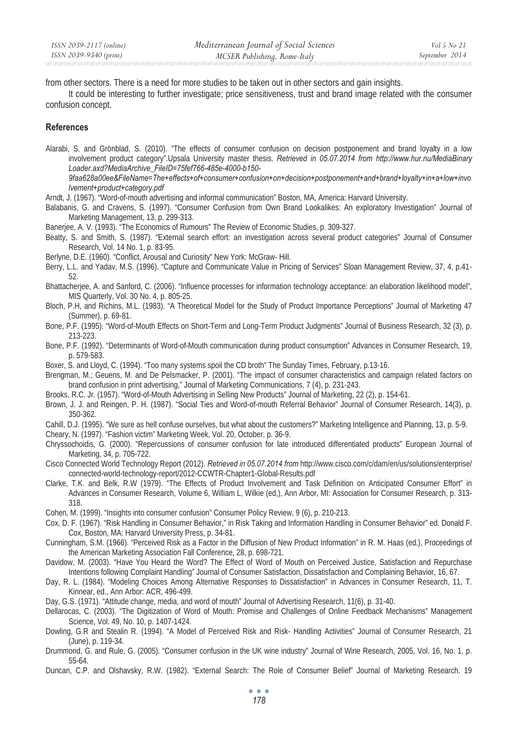from other sectors. There is a need for more studies to be taken out in other sectors and gain insights.

It could be interesting to further investigate; price sensitiveness, trust and brand image related with the consumer confusion concept.

### References

Alarabi, S. and Grönblad, S. (2010). "The effects of consumer confusion on decision postponement and brand loyalty in a low involvement product category".Upsala University master thesis. *Retrieved in 05.07.2014 from http://www.hur.nu/MediaBinary Loader.axd?MediaArchive_FileID=75fef766-485e-4000-b150-9faa628a00ee&FileName=The+effects+of+consumer+confusion+on+decision+postponement+and+brand+loyalty+in+a+low+involvement+product+category.pdf*

Arndt, J. (1967). "Word-of-mouth advertising and informal communication" Boston, MA, America: Harvard University.

Balabanis, G. and Cravens, S. (1997). "Consumer Confusion from Own Brand Lookalikes: An exploratory Investigation" Journal of Marketing Management, 13, p. 299-313.

Banerjee, A. V. (1993). "The Economics of Rumours" The Review of Economic Studies, p. 309-327.

Beatty, S. and Smith, S. (1987). "External search effort: an investigation across several product categories" Journal of Consumer Research, Vol. 14 No. 1, p. 83-95.

Berlyne, D.E. (1960). "Conflict, Arousal and Curiosity" New York: McGraw- Hill.

Berry, L.L. and Yadav, M.S. (1996). "Capture and Communicate Value in Pricing of Services" Sloan Management Review, 37, 4, p.41-52.

Bhattacherjee, A. and Sanford, C. (2006). "Influence processes for information technology acceptance: an elaboration likelihood model", MIS Quarterly, Vol. 30 No. 4, p. 805-25.

Bloch, P.H, and Richins, M.L. (1983). "A Theoretical Model for the Study of Product Importance Perceptions" Journal of Marketing 47 (Summer), p. 69-81.

Bone, P.F. (1995). "Word-of-Mouth Effects on Short-Term and Long-Term Product Judgments" Journal of Business Research, 32 (3), p. 213-223.

Bone, P.F. (1992). "Determinants of Word-of-Mouth communication during product consumption" Advances in Consumer Research, 19, p. 579-583.

Boxer, S. and Lloyd, C. (1994). "Too many systems spoil the CD broth" The Sunday Times, February, p.13-16.

Brengman, M.; Geuens, M. and De Pelsmacker, P. (2001). "The impact of consumer characteristics and campaign related factors on brand confusion in print advertising," Journal of Marketing Communications, 7 (4), p. 231-243.

Brooks, R.C. Jr. (1957). "Word-of-Mouth Advertising in Selling New Products" Journal of Marketing, 22 (2), p. 154-61.

Brown, J. J. and Reingen, P. H. (1987). "Social Ties and Word-of-mouth Referral Behavior" Journal of Consumer Research, 14(3), p. 350-362.

Cahill, D.J. (1995). "We sure as hell confuse ourselves, but what about the customers?" Marketing Intelligence and Planning, 13, p. 5-9.

Cheary, N. (1997). "Fashion victim" Marketing Week, Vol. 20, October, p. 36-9.

Chryssochoidis, G. (2000). "Repercussions of consumer confusion for late introduced differentiated products" European Journal of Marketing, 34, p. 705-722.

Cisco Connected World Technology Report (2012). *Retrieved in 05.07.2014 from* http://www.cisco.com/c/dam/en/us/solutions/enterprise/connected-world-technology-report/2012-CCWTR-Chapter1-Global-Results.pdf

Clarke, T.K. and Belk, R.W (1979). "The Effects of Product Involvement and Task Definition on Anticipated Consumer Effort" in Advances in Consumer Research, Volume 6, William L, Wilkie (ed,), Ann Arbor, MI: Association for Consumer Research, p. 313-318.

Cohen, M. (1999). "Insights into consumer confusion" Consumer Policy Review, 9 (6), p. 210-213.

Cox, D. F. (1967). "Risk Handling in Consumer Behavior," in Risk Taking and Information Handling in Consumer Behavior" ed. Donald F. Cox, Boston, MA: Harvard University Press, p. 34-81.

Cunningham, S.M. (1966). "Perceived Risk as a Factor in the Diffusion of New Product Information" in R. M. Haas (ed.), Proceedings of the American Marketing Association Fall Conference, 28, p. 698-721.

Davidow, M. (2003). "Have You Heard the Word? The Effect of Word of Mouth on Perceived Justice, Satisfaction and Repurchase Intentions following Complaint Handling" Journal of Consumer Satisfaction, Dissatisfaction and Complaining Behavior, 16, 67.

Day, R. L. (1984). "Modeling Choices Among Alternative Responses to Dissatisfaction" in Advances in Consumer Research, 11, T. Kinnear, ed., Ann Arbor: ACR, 496-499.

Day, G.S. (1971). "Attitude change, media, and word of mouth" Journal of Advertising Research, 11(6), p. 31-40.

Dellarocas, C. (2003). "The Digitization of Word of Mouth: Promise and Challenges of Online Feedback Mechanisms" Management Science, Vol. 49, No. 10, p. 1407-1424.

Dowling, G.R and Stealin R. (1994). "A Model of Perceived Risk and Risk- Handling Activities" Journal of Consumer Research, 21 (June), p. 119-34.

Drummond, G. and Rule, G. (2005). "Consumer confusion in the UK wine industry" Journal of Wine Research, 2005, Vol. 16, No. 1, p. 55-64.

Duncan, C.P. and Olshavsky, R.W. (1982). "External Search: The Role of Consumer Belief" Journal of Marketing Research. 19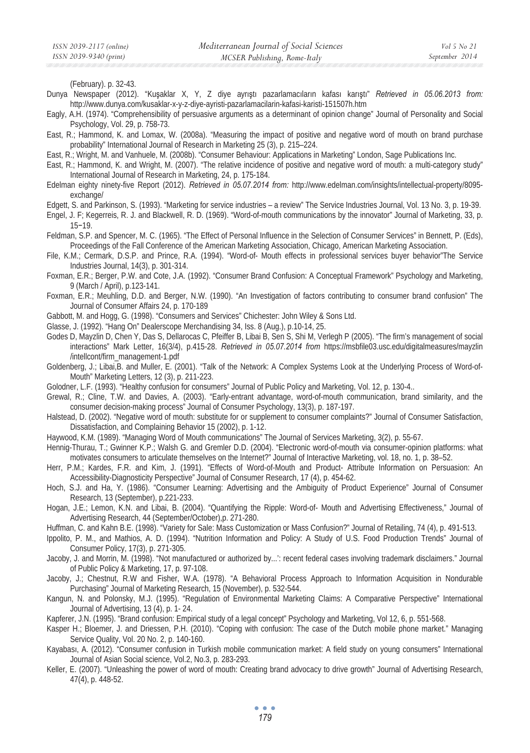(February). p. 32-43.

Dunya Newspaper (2012). "Kuşaklar X, Y, Z diye ayrıştı pazarlamacıların kafası karıştı" *Retrieved in 05.06.2013 from:* http://www.dunya.com/kusaklar-x-y-z-diye-ayristi-pazarlamacilarin-kafasi-karisti-151507h.htm

Eagly, A.H. (1974). "Comprehensibility of persuasive arguments as a determinant of opinion change" Journal of Personality and Social Psychology, Vol. 29, p. 758-73.

East, R.; Hammond, K. and Lomax, W. (2008a). "Measuring the impact of positive and negative word of mouth on brand purchase probability" International Journal of Research in Marketing 25 (3), p. 215–224.

East, R.; Wright, M. and Vanhuele, M. (2008b). "Consumer Behaviour: Applications in Marketing" London, Sage Publications Inc.

East, R.; Hammond, K. and Wright, M. (2007). "The relative incidence of positive and negative word of mouth: a multi-category study" International Journal of Research in Marketing, 24, p. 175-184.

Edelman eighty ninety-five Report (2012). *Retrieved in 05.07.2014 from:* http://www.edelman.com/insights/intellectual-property/8095-exchange/

Edgett, S. and Parkinson, S. (1993). "Marketing for service industries – a review" The Service Industries Journal, Vol. 13 No. 3, p. 19-39.

Engel, J. F; Kegerreis, R. J. and Blackwell, R. D. (1969). "Word-of-mouth communications by the innovator" Journal of Marketing, 33, p. 15−19.

Feldman, S.P. and Spencer, M. C. (1965). "The Effect of Personal Influence in the Selection of Consumer Services" in Bennett, P. (Eds), Proceedings of the Fall Conference of the American Marketing Association, Chicago, American Marketing Association.

File, K.M.; Cermark, D.S.P. and Prince, R.A. (1994). "Word-of- Mouth effects in professional services buyer behavior"The Service Industries Journal, 14(3), p. 301-314.

Foxman, E.R.; Berger, P.W. and Cote, J.A. (1992). "Consumer Brand Confusion: A Conceptual Framework" Psychology and Marketing, 9 (March / April), p.123-141.

Foxman, E.R.; Meuhling, D.D. and Berger, N.W. (1990). "An Investigation of factors contributing to consumer brand confusion" The Journal of Consumer Affairs 24, p. 170-189

Gabbott, M. and Hogg, G. (1998). "Consumers and Services" Chichester: John Wiley & Sons Ltd.

Glasse, J. (1992). "Hang On" Dealerscope Merchandising 34, Iss. 8 (Aug.), p.10-14, 25.

Godes D, Mayzlin D, Chen Y, Das S, Dellarocas C, Pfeiffer B, Libai B, Sen S, Shi M, Verlegh P (2005). "The firm's management of social interactions" Mark Letter, 16(3/4), p.415-28. *Retrieved in 05.07.2014 from* https://msbfile03.usc.edu/digitalmeasures/mayzlin /intellcont/firm_management-1.pdf

Goldenberg, J.; Libai,B. and Muller, E. (2001). "Talk of the Network: A Complex Systems Look at the Underlying Process of Word-of-Mouth" Marketing Letters, 12 (3), p. 211-223.

Golodner, L.F. (1993). "Healthy confusion for consumers" Journal of Public Policy and Marketing, Vol. 12, p. 130-4..

Grewal, R.; Cline, T.W. and Davies, A. (2003). "Early-entrant advantage, word-of-mouth communication, brand similarity, and the consumer decision-making process" Journal of Consumer Psychology, 13(3), p. 187-197.

Halstead, D. (2002). "Negative word of mouth: substitute for or supplement to consumer complaints?" Journal of Consumer Satisfaction, Dissatisfaction, and Complaining Behavior 15 (2002), p. 1-12.

Haywood, K.M. (1989). "Managing Word of Mouth communications" The Journal of Services Marketing, 3(2), p. 55-67.

Hennig-Thurau, T.; Gwinner K.P.; Walsh G. and Gremler D.D. (2004). "Electronic word-of-mouth via consumer-opinion platforms: what motivates consumers to articulate themselves on the Internet?" Journal of Interactive Marketing, vol. 18, no. 1, p. 38–52.

Herr, P.M.; Kardes, F.R. and Kim, J. (1991). "Effects of Word-of-Mouth and Product- Attribute Information on Persuasion: An Accessibility-Diagnosticity Perspective" Journal of Consumer Research, 17 (4), p. 454-62.

Hoch, S.J. and Ha, Y. (1986). "Consumer Learning: Advertising and the Ambiguity of Product Experience" Journal of Consumer Research, 13 (September), p.221-233.

Hogan, J.E.; Lemon, K.N. and Libai, B. (2004). "Quantifying the Ripple: Word-of- Mouth and Advertising Effectiveness," Journal of Advertising Research, 44 (September/October),p. 271-280.

Huffman, C. and Kahn B.E. (1998). "Variety for Sale: Mass Customization or Mass Confusion?" Journal of Retailing, 74 (4), p. 491-513.

Ippolito, P. M., and Mathios, A. D. (1994). "Nutrition Information and Policy: A Study of U.S. Food Production Trends" Journal of Consumer Policy, 17(3), p. 271-305.

Jacoby, J. and Morrin, M. (1998). "Not manufactured or authorized by...': recent federal cases involving trademark disclaimers." Journal of Public Policy & Marketing, 17, p. 97-108.

Jacoby, J.; Chestnut, R.W and Fisher, W.A. (1978). "A Behavioral Process Approach to Information Acquisition in Nondurable Purchasing" Journal of Marketing Research, 15 (November), p. 532-544.

Kangun, N. and Polonsky, M.J. (1995). "Regulation of Environmental Marketing Claims: A Comparative Perspective" International Journal of Advertising, 13 (4), p. 1- 24.

Kapferer, J.N. (1995). "Brand confusion: Empirical study of a legal concept" Psychology and Marketing, Vol 12, 6, p. 551-568.

Kasper H.; Bloemer, J. and Driessen, P.H. (2010). "Coping with confusion: The case of the Dutch mobile phone market." Managing Service Quality, Vol. 20 No. 2, p. 140-160.

Kayabası, A. (2012). "Consumer confusion in Turkish mobile communication market: A field study on young consumers" International Journal of Asian Social science, Vol.2, No.3, p. 283-293.

Keller, E. (2007). "Unleashing the power of word of mouth: Creating brand advocacy to drive growth" Journal of Advertising Research, 47(4), p. 448-52.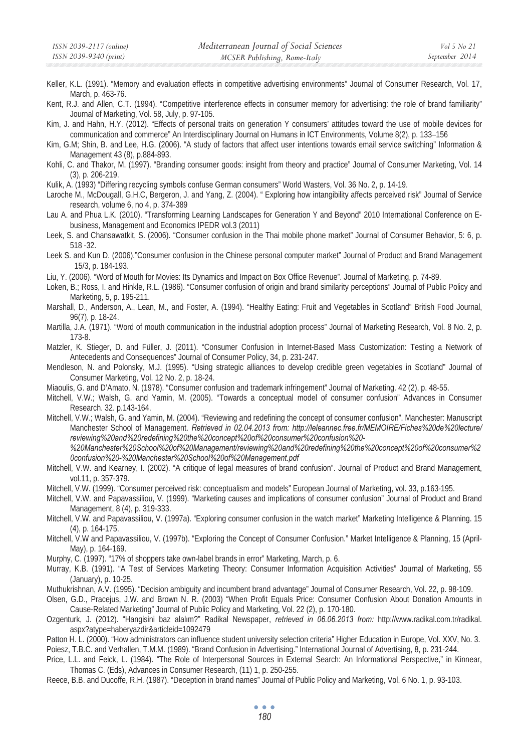Keller, K.L. (1991). "Memory and evaluation effects in competitive advertising environments" Journal of Consumer Research, Vol. 17, March, p. 463-76.

Kent, R.J. and Allen, C.T. (1994). "Competitive interference effects in consumer memory for advertising: the role of brand familiarity" Journal of Marketing, Vol. 58, July, p. 97-105.

Kim, J. and Hahn, H.Y. (2012). "Effects of personal traits on generation Y consumers' attitudes toward the use of mobile devices for communication and commerce" An Interdisciplinary Journal on Humans in ICT Environments, Volume 8(2), p. 133–156

Kim, G.M; Shin, B. and Lee, H.G. (2006). "A study of factors that affect user intentions towards email service switching" Information & Management 43 (8), p.884-893.

Kohli, C. and Thakor, M. (1997). "Branding consumer goods: insight from theory and practice" Journal of Consumer Marketing, Vol. 14 (3), p. 206-219.

Kulik, A. (1993) "Differing recycling symbols confuse German consumers" World Wasters, Vol. 36 No. 2, p. 14-19.

Laroche M., McDougall, G.H.C, Bergeron, J. and Yang, Z. (2004). " Exploring how intangibility affects perceived risk" Journal of Service research, volume 6, no 4, p. 374-389

Lau A. and Phua L.K. (2010). "Transforming Learning Landscapes for Generation Y and Beyond" 2010 International Conference on E-business, Management and Economics IPEDR vol.3 (2011)

Leek, S. and Chansawatkit, S. (2006). "Consumer confusion in the Thai mobile phone market" Journal of Consumer Behavior, 5: 6, p. 518 -32.

Leek S. and Kun D. (2006)."Consumer confusion in the Chinese personal computer market" Journal of Product and Brand Management 15/3, p. 184-193.

Liu, Y. (2006). "Word of Mouth for Movies: Its Dynamics and Impact on Box Office Revenue". Journal of Marketing, p. 74-89.

Loken, B.; Ross, I. and Hinkle, R.L. (1986). "Consumer confusion of origin and brand similarity perceptions" Journal of Public Policy and Marketing, 5, p. 195-211.

Marshall, D., Anderson, A., Lean, M., and Foster, A. (1994). "Healthy Eating: Fruit and Vegetables in Scotland" British Food Journal, 96(7), p. 18-24.

Martilla, J.A. (1971). "Word of mouth communication in the industrial adoption process" Journal of Marketing Research, Vol. 8 No. 2, p. 173-8.

Matzler, K. Stieger, D. and Füller, J. (2011). "Consumer Confusion in Internet-Based Mass Customization: Testing a Network of Antecedents and Consequences" Journal of Consumer Policy, 34, p. 231-247.

Mendleson, N. and Polonsky, M.J. (1995). "Using strategic alliances to develop credible green vegetables in Scotland" Journal of Consumer Marketing, Vol. 12 No. 2, p. 18-24.

Miaoulis, G. and D'Amato, N. (1978). "Consumer confusion and trademark infringement" Journal of Marketing. 42 (2), p. 48-55.

Mitchell, V.W.; Walsh, G. and Yamin, M. (2005). "Towards a conceptual model of consumer confusion" Advances in Consumer Research. 32. p.143-164.

Mitchell, V.W.; Walsh, G. and Yamin, M. (2004). "Reviewing and redefining the concept of consumer confusion". Manchester: Manuscript Manchester School of Management. *Retrieved in 02.04.2013 from: http://leleannec.free.fr/MEMOIRE/Fiches%20de%20lecture/reviewing%20and%20redefining%20the%20concept%20of%20consumer%20confusion%20-%20Manchester%20School%20of%20Management/reviewing%20and%20redefining%20the%20concept%20of%20consumer%20confusion%20-%20Manchester%20School%20of%20Management.pdf*

Mitchell, V.W. and Kearney, I. (2002). "A critique of legal measures of brand confusion". Journal of Product and Brand Management, vol.11, p. 357-379.

Mitchell, V.W. (1999). "Consumer perceived risk: conceptualism and models" European Journal of Marketing, vol. 33, p.163-195.

Mitchell, V.W. and Papavassiliou, V. (1999). "Marketing causes and implications of consumer confusion" Journal of Product and Brand Management, 8 (4), p. 319-333.

Mitchell, V.W. and Papavassiliou, V. (1997a). "Exploring consumer confusion in the watch market" Marketing Intelligence & Planning. 15 (4), p. 164-175.

Mitchell, V.W and Papavassiliou, V. (1997b). "Exploring the Concept of Consumer Confusion." Market Intelligence & Planning, 15 (April-May), p. 164-169.

Murphy, C. (1997). "17% of shoppers take own-label brands in error" Marketing, March, p. 6.

Murray, K.B. (1991). "A Test of Services Marketing Theory: Consumer Information Acquisition Activities" Journal of Marketing, 55 (January), p. 10-25.

Muthukrishnan, A.V. (1995). "Decision ambiguity and incumbent brand advantage" Journal of Consumer Research, Vol. 22, p. 98-109.

Olsen, G.D., Pracejus, J.W. and Brown N. R. (2003) "When Profit Equals Price: Consumer Confusion About Donation Amounts in Cause-Related Marketing" Journal of Public Policy and Marketing, Vol. 22 (2), p. 170-180.

Ozgenturk, J. (2012). "Hangisini baz alalım?" Radikal Newspaper, *retrieved in 06.06.2013 from:* http://www.radikal.com.tr/radikal.aspx?atype=haberyazdir&articleid=1092479

Patton H. L. (2000). "How administrators can influence student university selection criteria" Higher Education in Europe, Vol. XXV, No. 3.

Poiesz, T.B.C. and Verhallen, T.M.M. (1989). "Brand Confusion in Advertising." International Journal of Advertising, 8, p. 231-244.

Price, L.L. and Feick, L. (1984). "The Role of Interpersonal Sources in External Search: An Informational Perspective," in Kinnear, Thomas C. (Eds), Advances in Consumer Research, (11) 1, p. 250-255.

Reece, B.B. and Ducoffe, R.H. (1987). "Deception in brand names" Journal of Public Policy and Marketing, Vol. 6 No. 1, p. 93-103.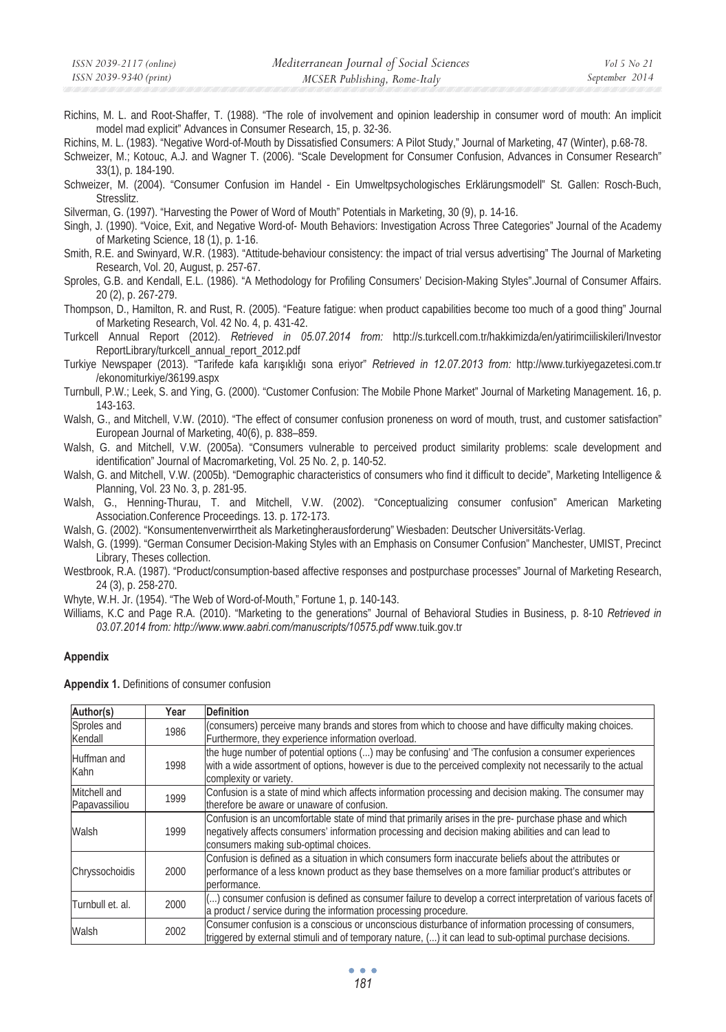Richins, M. L. and Root-Shaffer, T. (1988). "The role of involvement and opinion leadership in consumer word of mouth: An implicit model mad explicit" Advances in Consumer Research, 15, p. 32-36.

Richins, M. L. (1983). "Negative Word-of-Mouth by Dissatisfied Consumers: A Pilot Study," Journal of Marketing, 47 (Winter), p.68-78.

Schweizer, M.; Kotouc, A.J. and Wagner T. (2006). "Scale Development for Consumer Confusion, Advances in Consumer Research" 33(1), p. 184-190.

Schweizer, M. (2004). "Consumer Confusion im Handel - Ein Umweltpsychologisches Erklärungsmodell" St. Gallen: Rosch-Buch, Stresslitz.

Silverman, G. (1997). "Harvesting the Power of Word of Mouth" Potentials in Marketing, 30 (9), p. 14-16.

Singh, J. (1990). "Voice, Exit, and Negative Word-of- Mouth Behaviors: Investigation Across Three Categories" Journal of the Academy of Marketing Science, 18 (1), p. 1-16.

Smith, R.E. and Swinyard, W.R. (1983). "Attitude-behaviour consistency: the impact of trial versus advertising" The Journal of Marketing Research, Vol. 20, August, p. 257-67.

Sproles, G.B. and Kendall, E.L. (1986). "A Methodology for Profiling Consumers' Decision-Making Styles".Journal of Consumer Affairs. 20 (2), p. 267-279.

Thompson, D., Hamilton, R. and Rust, R. (2005). "Feature fatigue: when product capabilities become too much of a good thing" Journal of Marketing Research, Vol. 42 No. 4, p. 431-42.

Turkcell Annual Report (2012). *Retrieved in 05.07.2014 from:* http://s.turkcell.com.tr/hakkimizda/en/yatirimciiliskileri/Investor ReportLibrary/turkcell_annual_report_2012.pdf

Turkiye Newspaper (2013). "Tarifede kafa karışıklığı sona eriyor" *Retrieved in 12.07.2013 from:* http://www.turkiyegazetesi.com.tr /ekonomiturkiye/36199.aspx

Turnbull, P.W.; Leek, S. and Ying, G. (2000). "Customer Confusion: The Mobile Phone Market" Journal of Marketing Management. 16, p. 143-163.

Walsh, G., and Mitchell, V.W. (2010). "The effect of consumer confusion proneness on word of mouth, trust, and customer satisfaction" European Journal of Marketing, 40(6), p. 838–859.

Walsh, G. and Mitchell, V.W. (2005a). "Consumers vulnerable to perceived product similarity problems: scale development and identification" Journal of Macromarketing, Vol. 25 No. 2, p. 140-52.

Walsh, G. and Mitchell, V.W. (2005b). "Demographic characteristics of consumers who find it difficult to decide", Marketing Intelligence & Planning, Vol. 23 No. 3, p. 281-95.

Walsh, G., Henning-Thurau, T. and Mitchell, V.W. (2002). "Conceptualizing consumer confusion" American Marketing Association.Conference Proceedings. 13. p. 172-173.

Walsh, G. (2002). "Konsumentenverwirrtheit als Marketingherausforderung" Wiesbaden: Deutscher Universitäts-Verlag.

Walsh, G. (1999). "German Consumer Decision-Making Styles with an Emphasis on Consumer Confusion" Manchester, UMIST, Precinct Library, Theses collection.

Westbrook, R.A. (1987). "Product/consumption-based affective responses and postpurchase processes" Journal of Marketing Research, 24 (3), p. 258-270.

Whyte, W.H. Jr. (1954). "The Web of Word-of-Mouth," Fortune 1, p. 140-143.

Williams, K.C and Page R.A. (2010). "Marketing to the generations" Journal of Behavioral Studies in Business, p. 8-10 *Retrieved in 03.07.2014 from: http://www.www.aabri.com/manuscripts/10575.pdf* www.tuik.gov.tr

## Appendix

**Appendix 1.** Definitions of consumer confusion

| Author(s) | Year | Definition |
|---|---|---|
| Sproles and Kendall | 1986 | (consumers) perceive many brands and stores from which to choose and have difficulty making choices. Furthermore, they experience information overload. |
| Huffman and Kahn | 1998 | the huge number of potential options (...) may be confusing' and 'The confusion a consumer experiences with a wide assortment of options, however is due to the perceived complexity not necessarily to the actual complexity or variety. |
| Mitchell and Papavassiliou | 1999 | Confusion is a state of mind which affects information processing and decision making. The consumer may therefore be aware or unaware of confusion. |
| Walsh | 1999 | Confusion is an uncomfortable state of mind that primarily arises in the pre- purchase phase and which negatively affects consumers' information processing and decision making abilities and can lead to consumers making sub-optimal choices. |
| Chryssochoidis | 2000 | Confusion is defined as a situation in which consumers form inaccurate beliefs about the attributes or performance of a less known product as they base themselves on a more familiar product's attributes or performance. |
| Turnbull et. al. | 2000 | (...) consumer confusion is defined as consumer failure to develop a correct interpretation of various facets of a product / service during the information processing procedure. |
| Walsh | 2002 | Consumer confusion is a conscious or unconscious disturbance of information processing of consumers, triggered by external stimuli and of temporary nature, (...) it can lead to sub-optimal purchase decisions. |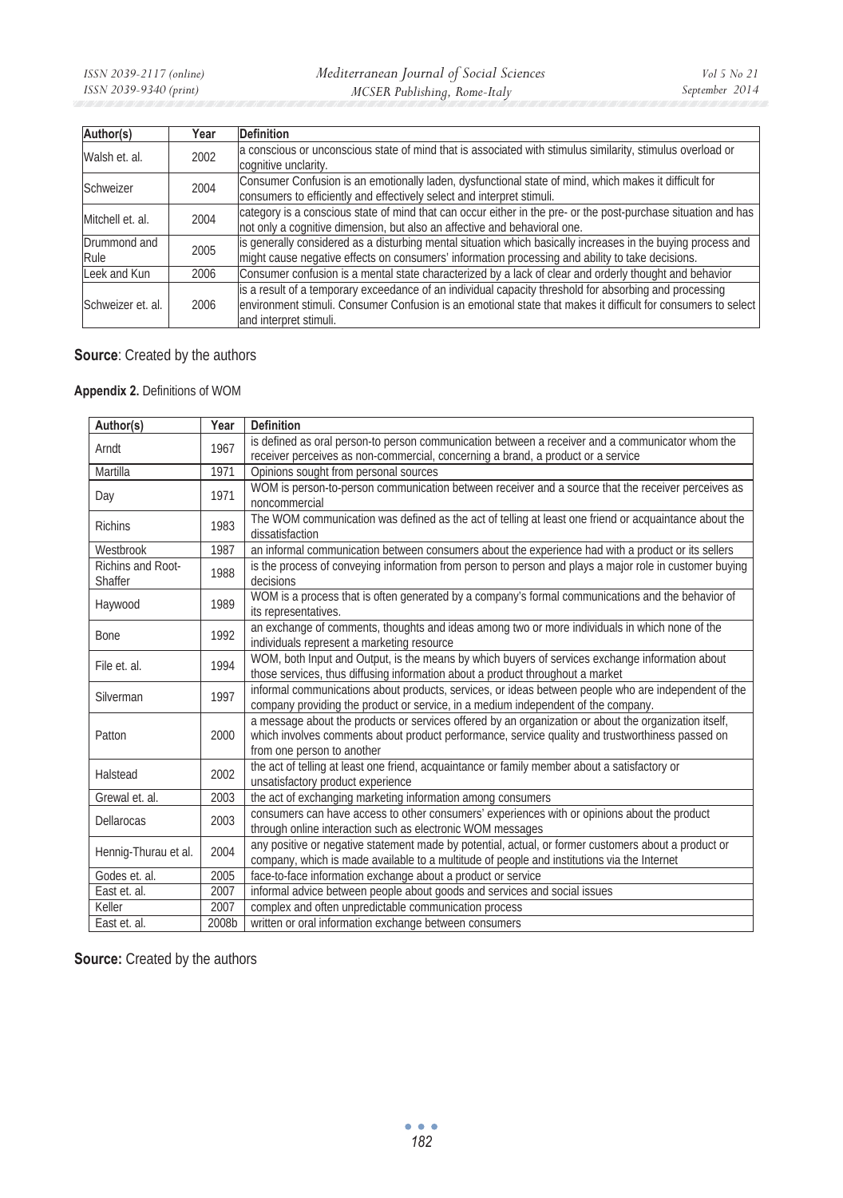| Author(s) | Year | Definition |
|---|---|---|
| Walsh et. al. | 2002 | a conscious or unconscious state of mind that is associated with stimulus similarity, stimulus overload or cognitive unclarity. |
| Schweizer | 2004 | Consumer Confusion is an emotionally laden, dysfunctional state of mind, which makes it difficult for consumers to efficiently and effectively select and interpret stimuli. |
| Mitchell et. al. | 2004 | category is a conscious state of mind that can occur either in the pre- or the post-purchase situation and has not only a cognitive dimension, but also an affective and behavioral one. |
| Drummond and Rule | 2005 | is generally considered as a disturbing mental situation which basically increases in the buying process and might cause negative effects on consumers' information processing and ability to take decisions. |
| Leek and Kun | 2006 | Consumer confusion is a mental state characterized by a lack of clear and orderly thought and behavior |
| Schweizer et. al. | 2006 | is a result of a temporary exceedance of an individual capacity threshold for absorbing and processing environment stimuli. Consumer Confusion is an emotional state that makes it difficult for consumers to select and interpret stimuli. |

**Source**: Created by the authors

**Appendix 2.** Definitions of WOM

| Author(s) | Year | Definition |
|---|---|---|
| Arndt | 1967 | is defined as oral person-to person communication between a receiver and a communicator whom the receiver perceives as non-commercial, concerning a brand, a product or a service |
| Martilla | 1971 | Opinions sought from personal sources |
| Day | 1971 | WOM is person-to-person communication between receiver and a source that the receiver perceives as noncommercial |
| Richins | 1983 | The WOM communication was defined as the act of telling at least one friend or acquaintance about the dissatisfaction |
| Westbrook | 1987 | an informal communication between consumers about the experience had with a product or its sellers |
| Richins and Root-Shaffer | 1988 | is the process of conveying information from person to person and plays a major role in customer buying decisions |
| Haywood | 1989 | WOM is a process that is often generated by a company's formal communications and the behavior of its representatives. |
| Bone | 1992 | an exchange of comments, thoughts and ideas among two or more individuals in which none of the individuals represent a marketing resource |
| File et. al. | 1994 | WOM, both Input and Output, is the means by which buyers of services exchange information about those services, thus diffusing information about a product throughout a market |
| Silverman | 1997 | informal communications about products, services, or ideas between people who are independent of the company providing the product or service, in a medium independent of the company. |
| Patton | 2000 | a message about the products or services offered by an organization or about the organization itself, which involves comments about product performance, service quality and trustworthiness passed on from one person to another |
| Halstead | 2002 | the act of telling at least one friend, acquaintance or family member about a satisfactory or unsatisfactory product experience |
| Grewal et. al. | 2003 | the act of exchanging marketing information among consumers |
| Dellarocas | 2003 | consumers can have access to other consumers' experiences with or opinions about the product through online interaction such as electronic WOM messages |
| Hennig-Thurau et al. | 2004 | any positive or negative statement made by potential, actual, or former customers about a product or company, which is made available to a multitude of people and institutions via the Internet |
| Godes et. al. | 2005 | face-to-face information exchange about a product or service |
| East et. al. | 2007 | informal advice between people about goods and services and social issues |
| Keller | 2007 | complex and often unpredictable communication process |
| East et. al. | 2008b | written or oral information exchange between consumers |

**Source:** Created by the authors